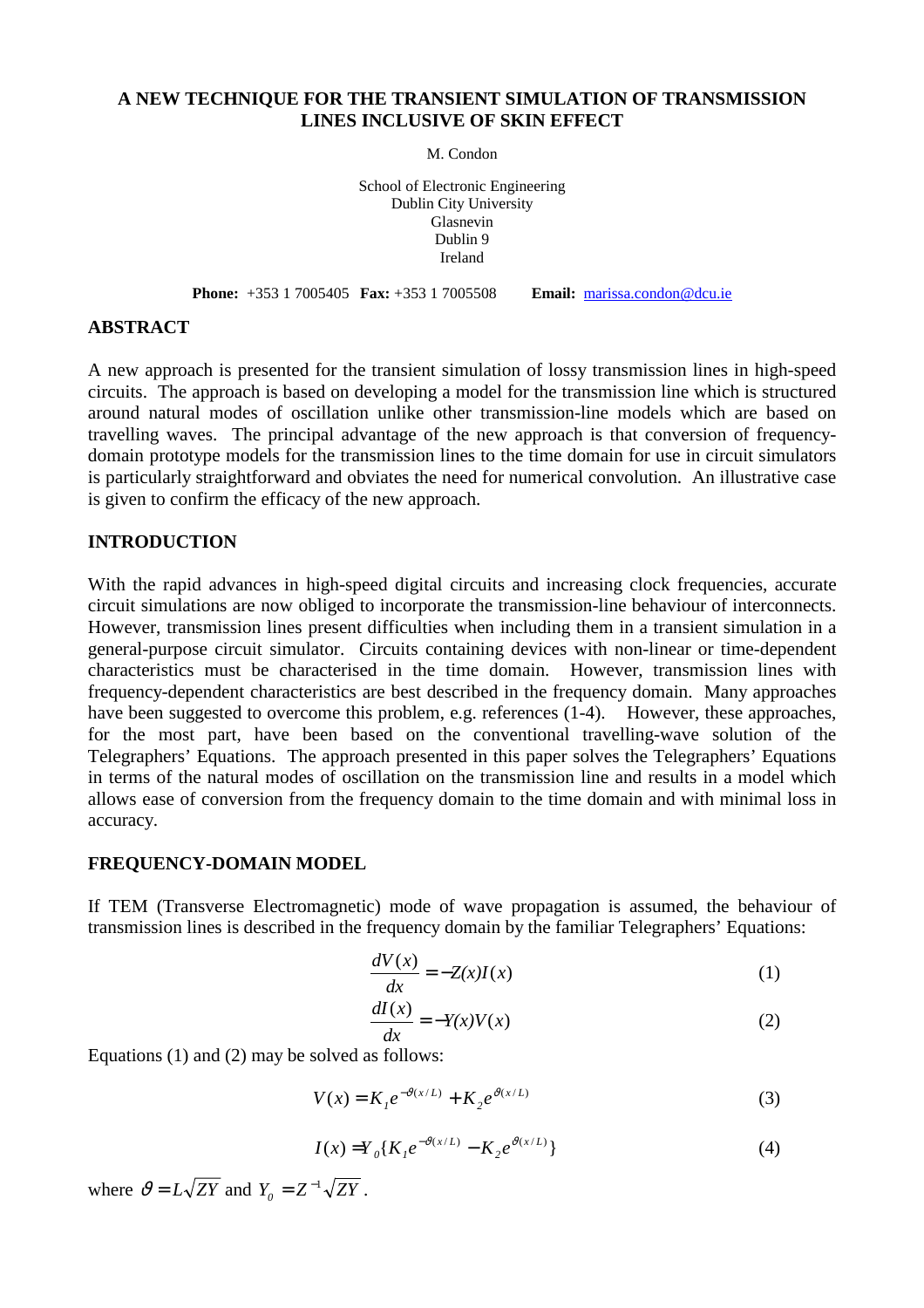# A NEW TECHNIQUE FOR THE TRANSIENT SIMULATION OF TRANSMISSION LINES INCLUSIVE OF SKIN EFFECT

M. Condon

School of Electronic Engineering
Dublin City University
Glasnevin
Dublin 9
Ireland

**Phone:** +353 1 7005405 **Fax:** +353 1 7005508 **Email:** marissa.condon@dcu.ie

## ABSTRACT

A new approach is presented for the transient simulation of lossy transmission lines in high-speed circuits. The approach is based on developing a model for the transmission line which is structured around natural modes of oscillation unlike other transmission-line models which are based on travelling waves. The principal advantage of the new approach is that conversion of frequency-domain prototype models for the transmission lines to the time domain for use in circuit simulators is particularly straightforward and obviates the need for numerical convolution. An illustrative case is given to confirm the efficacy of the new approach.

## INTRODUCTION

With the rapid advances in high-speed digital circuits and increasing clock frequencies, accurate circuit simulations are now obliged to incorporate the transmission-line behaviour of interconnects. However, transmission lines present difficulties when including them in a transient simulation in a general-purpose circuit simulator. Circuits containing devices with non-linear or time-dependent characteristics must be characterised in the time domain. However, transmission lines with frequency-dependent characteristics are best described in the frequency domain. Many approaches have been suggested to overcome this problem, e.g. references (1-4). However, these approaches, for the most part, have been based on the conventional travelling-wave solution of the Telegraphers' Equations. The approach presented in this paper solves the Telegraphers' Equations in terms of the natural modes of oscillation on the transmission line and results in a model which allows ease of conversion from the frequency domain to the time domain and with minimal loss in accuracy.

## FREQUENCY-DOMAIN MODEL

If TEM (Transverse Electromagnetic) mode of wave propagation is assumed, the behaviour of transmission lines is described in the frequency domain by the familiar Telegraphers' Equations:

$$\frac{dV(x)}{dx} = -Z(x)I(x) \tag{1}$$

$$\frac{dI(x)}{dx} = -Y(x)V(x) \tag{2}$$

Equations (1) and (2) may be solved as follows:

$$V(x) = K_1 e^{-\vartheta(x/L)} + K_2 e^{\vartheta(x/L)} \tag{3}$$

$$I(x) = Y_0\{K_1 e^{-\vartheta(x/L)} - K_2 e^{\vartheta(x/L)}\} \tag{4}$$

where $\vartheta = L\sqrt{ZY}$ and $Y_0 = Z^{-1}\sqrt{ZY}$.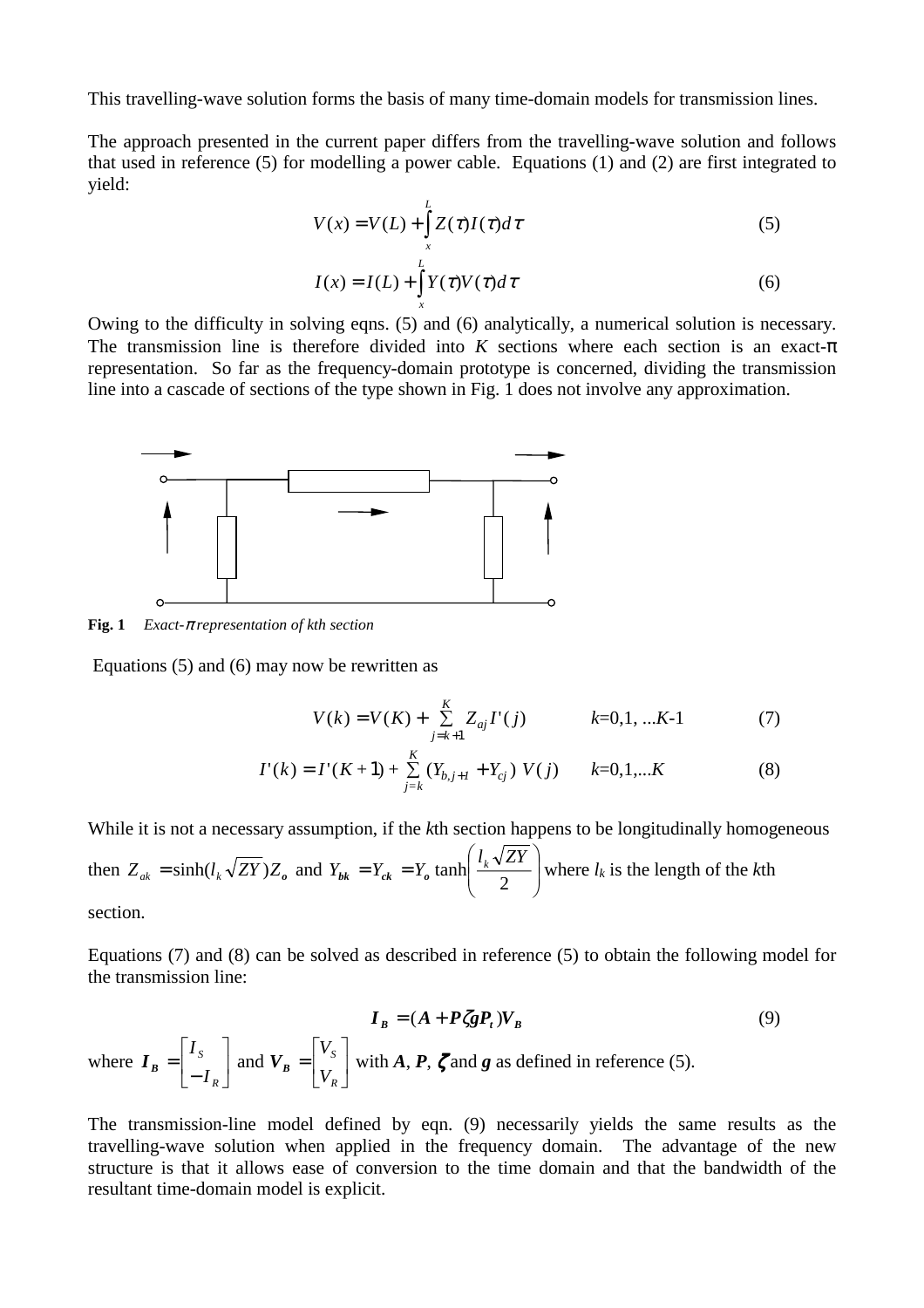This travelling-wave solution forms the basis of many time-domain models for transmission lines.

The approach presented in the current paper differs from the travelling-wave solution and follows that used in reference (5) for modelling a power cable. Equations (1) and (2) are first integrated to yield:

$$V(x) = V(L) + \int_x^L Z(\tau) I(\tau) d\tau \tag{5}$$

$$I(x) = I(L) + \int_x^L Y(\tau) V(\tau) d\tau \tag{6}$$

Owing to the difficulty in solving eqns. (5) and (6) analytically, a numerical solution is necessary. The transmission line is therefore divided into $K$ sections where each section is an exact-π representation. So far as the frequency-domain prototype is concerned, dividing the transmission line into a cascade of sections of the type shown in Fig. 1 does not involve any approximation.

**Fig. 1** *Exact-π representation of kth section*

Equations (5) and (6) may now be rewritten as

$$V(k) = V(K) + \sum_{j=k+1}^{K} Z_{aj} I'(j) \qquad k=0,1,\ldots K-1 \tag{7}$$

$$I'(k) = I'(K+1) + \sum_{j=k}^{K} (Y_{b,j+1} + Y_{cj})\, V(j) \qquad k=0,1,\ldots K \tag{8}$$

While it is not a necessary assumption, if the $k$th section happens to be longitudinally homogeneous then $Z_{ak} = \sinh(l_k \sqrt{ZY}) Z_o$ and $Y_{bk} = Y_{ck} = Y_o \tanh\left(\frac{l_k \sqrt{ZY}}{2}\right)$ where $l_k$ is the length of the $k$th section.

Equations (7) and (8) can be solved as described in reference (5) to obtain the following model for the transmission line:

$$\boldsymbol{I_B} = (\boldsymbol{A} + \boldsymbol{P}\boldsymbol{\zeta}\boldsymbol{g}\boldsymbol{P_t})\boldsymbol{V_B} \tag{9}$$

where $\boldsymbol{I_B} = \begin{bmatrix} I_S \\ -I_R \end{bmatrix}$ and $\boldsymbol{V_B} = \begin{bmatrix} V_S \\ V_R \end{bmatrix}$ with $\boldsymbol{A}$, $\boldsymbol{P}$, $\boldsymbol{\zeta}$ and $\boldsymbol{g}$ as defined in reference (5).

The transmission-line model defined by eqn. (9) necessarily yields the same results as the travelling-wave solution when applied in the frequency domain. The advantage of the new structure is that it allows ease of conversion to the time domain and that the bandwidth of the resultant time-domain model is explicit.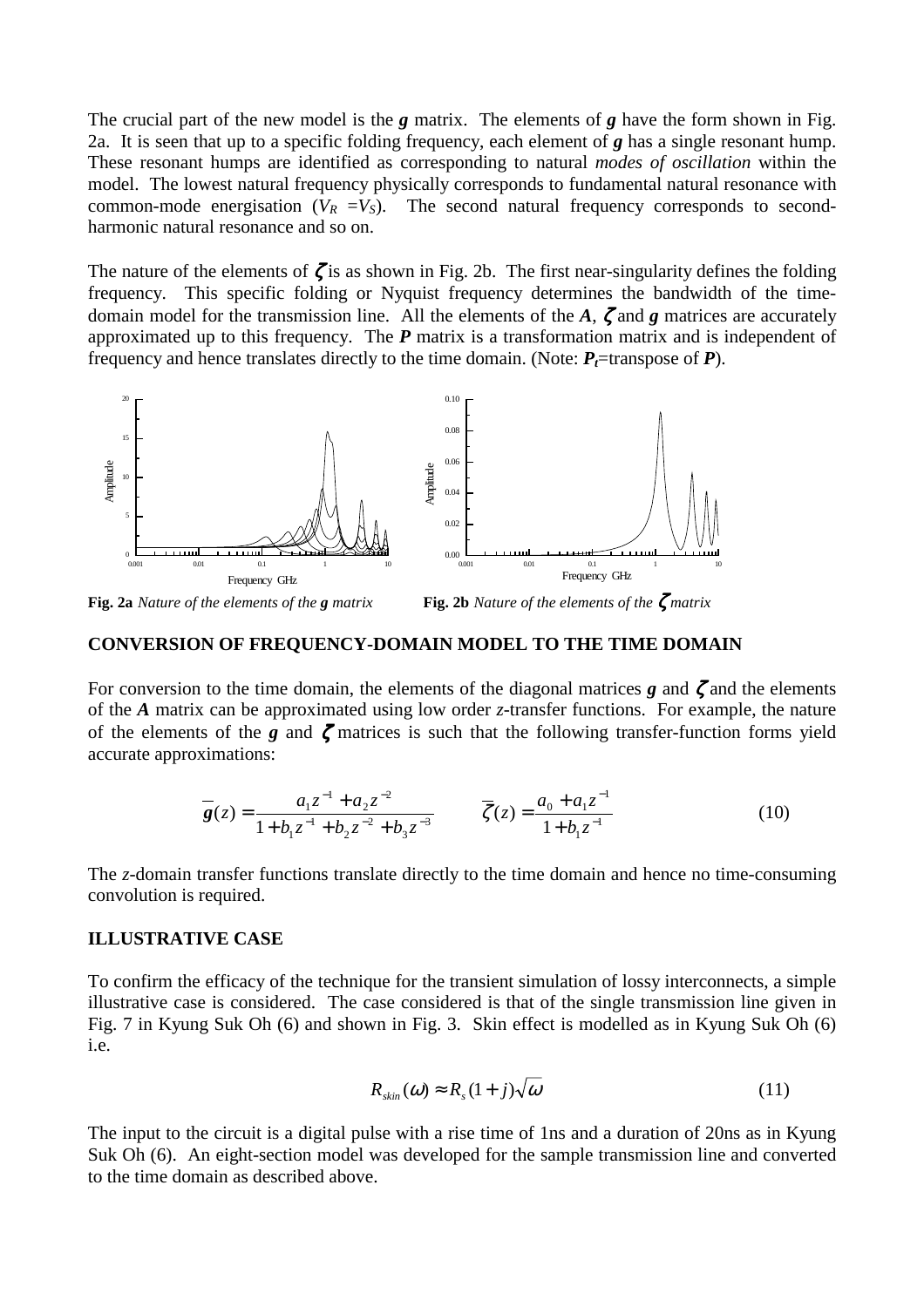The crucial part of the new model is the $\boldsymbol{g}$ matrix. The elements of $\boldsymbol{g}$ have the form shown in Fig. 2a. It is seen that up to a specific folding frequency, each element of $\boldsymbol{g}$ has a single resonant hump. These resonant humps are identified as corresponding to natural *modes of oscillation* within the model. The lowest natural frequency physically corresponds to fundamental natural resonance with common-mode energisation ($V_R = V_S$). The second natural frequency corresponds to second-harmonic natural resonance and so on.

The nature of the elements of $\boldsymbol{\zeta}$ is as shown in Fig. 2b. The first near-singularity defines the folding frequency. This specific folding or Nyquist frequency determines the bandwidth of the time-domain model for the transmission line. All the elements of the $\boldsymbol{A}$, $\boldsymbol{\zeta}$ and $\boldsymbol{g}$ matrices are accurately approximated up to this frequency. The $\boldsymbol{P}$ matrix is a transformation matrix and is independent of frequency and hence translates directly to the time domain. (Note: $\boldsymbol{P_t}$=transpose of $\boldsymbol{P}$).

**Fig. 2a** *Nature of the elements of the* $\boldsymbol{g}$ *matrix*

**Fig. 2b** *Nature of the elements of the* $\boldsymbol{\zeta}$ *matrix*

## CONVERSION OF FREQUENCY-DOMAIN MODEL TO THE TIME DOMAIN

For conversion to the time domain, the elements of the diagonal matrices $\boldsymbol{g}$ and $\boldsymbol{\zeta}$ and the elements of the $\boldsymbol{A}$ matrix can be approximated using low order *z*-transfer functions. For example, the nature of the elements of the $\boldsymbol{g}$ and $\boldsymbol{\zeta}$ matrices is such that the following transfer-function forms yield accurate approximations:

$$\overline{\boldsymbol{g}}(z) = \frac{a_1 z^{-1} + a_2 z^{-2}}{1 + b_1 z^{-1} + b_2 z^{-2} + b_3 z^{-3}} \qquad \overline{\boldsymbol{\zeta}}(z) = \frac{a_0 + a_1 z^{-1}}{1 + b_1 z^{-1}} \tag{10}$$

The *z*-domain transfer functions translate directly to the time domain and hence no time-consuming convolution is required.

## ILLUSTRATIVE CASE

To confirm the efficacy of the technique for the transient simulation of lossy interconnects, a simple illustrative case is considered. The case considered is that of the single transmission line given in Fig. 7 in Kyung Suk Oh (6) and shown in Fig. 3. Skin effect is modelled as in Kyung Suk Oh (6) i.e.

$$R_{skin}(\omega) \approx R_s(1 + j)\sqrt{\omega} \tag{11}$$

The input to the circuit is a digital pulse with a rise time of 1ns and a duration of 20ns as in Kyung Suk Oh (6). An eight-section model was developed for the sample transmission line and converted to the time domain as described above.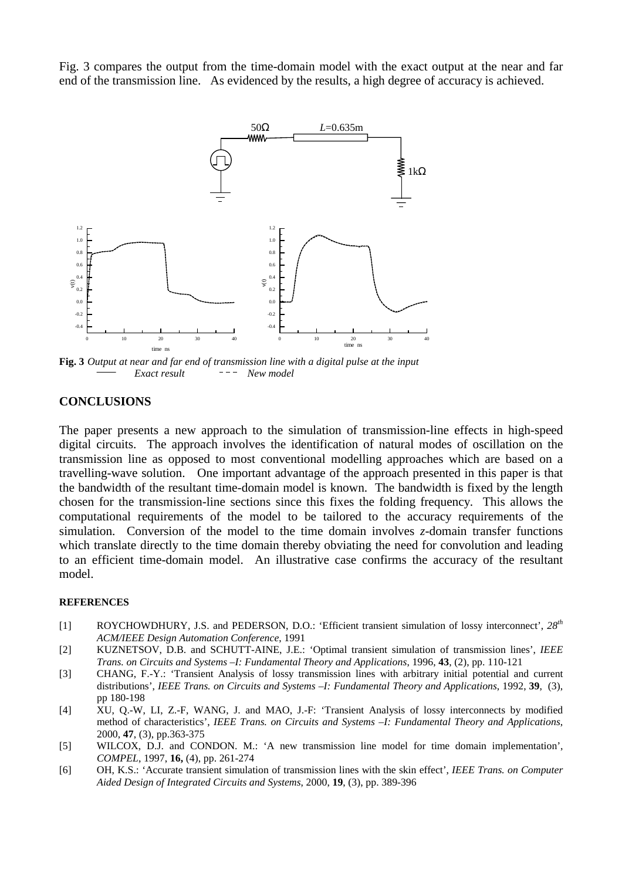Fig. 3 compares the output from the time-domain model with the exact output at the near and far end of the transmission line. As evidenced by the results, a high degree of accuracy is achieved.

50Ω

*L*=0.635m

1kΩ

1.2
1.0
0.8
0.6
0.4
0.2
0.0
-0.2
-0.4

v(t)

0 10 20 30 40

time ns

1.2
1.0
0.8
0.6
0.4
0.2
0.0
-0.2
-0.4

v(t)

0 10 20 30 40

time ns

**Fig. 3** *Output at near and far end of transmission line with a digital pulse at the input*
*Exact result* *New model*

## CONCLUSIONS

The paper presents a new approach to the simulation of transmission-line effects in high-speed digital circuits. The approach involves the identification of natural modes of oscillation on the transmission line as opposed to most conventional modelling approaches which are based on a travelling-wave solution. One important advantage of the approach presented in this paper is that the bandwidth of the resultant time-domain model is known. The bandwidth is fixed by the length chosen for the transmission-line sections since this fixes the folding frequency. This allows the computational requirements of the model to be tailored to the accuracy requirements of the simulation. Conversion of the model to the time domain involves *z*-domain transfer functions which translate directly to the time domain thereby obviating the need for convolution and leading to an efficient time-domain model. An illustrative case confirms the accuracy of the resultant model.

#### REFERENCES

[1] ROYCHOWDHURY, J.S. and PEDERSON, D.O.: 'Efficient transient simulation of lossy interconnect', *28th ACM/IEEE Design Automation Conference*, 1991

[2] KUZNETSOV, D.B. and SCHUTT-AINE, J.E.: 'Optimal transient simulation of transmission lines', *IEEE Trans. on Circuits and Systems –I: Fundamental Theory and Applications*, 1996, **43**, (2), pp. 110-121

[3] CHANG, F.-Y.: 'Transient Analysis of lossy transmission lines with arbitrary initial potential and current distributions', *IEEE Trans. on Circuits and Systems –I: Fundamental Theory and Applications*, 1992, **39**, (3), pp 180-198

[4] XU, Q.-W, LI, Z.-F, WANG, J. and MAO, J.-F: 'Transient Analysis of lossy interconnects by modified method of characteristics', *IEEE Trans. on Circuits and Systems –I: Fundamental Theory and Applications*, 2000, **47**, (3), pp.363-375

[5] WILCOX, D.J. and CONDON. M.: 'A new transmission line model for time domain implementation', *COMPEL*, 1997, **16,** (4), pp. 261-274

[6] OH, K.S.: 'Accurate transient simulation of transmission lines with the skin effect', *IEEE Trans. on Computer Aided Design of Integrated Circuits and Systems*, 2000, **19**, (3), pp. 389-396